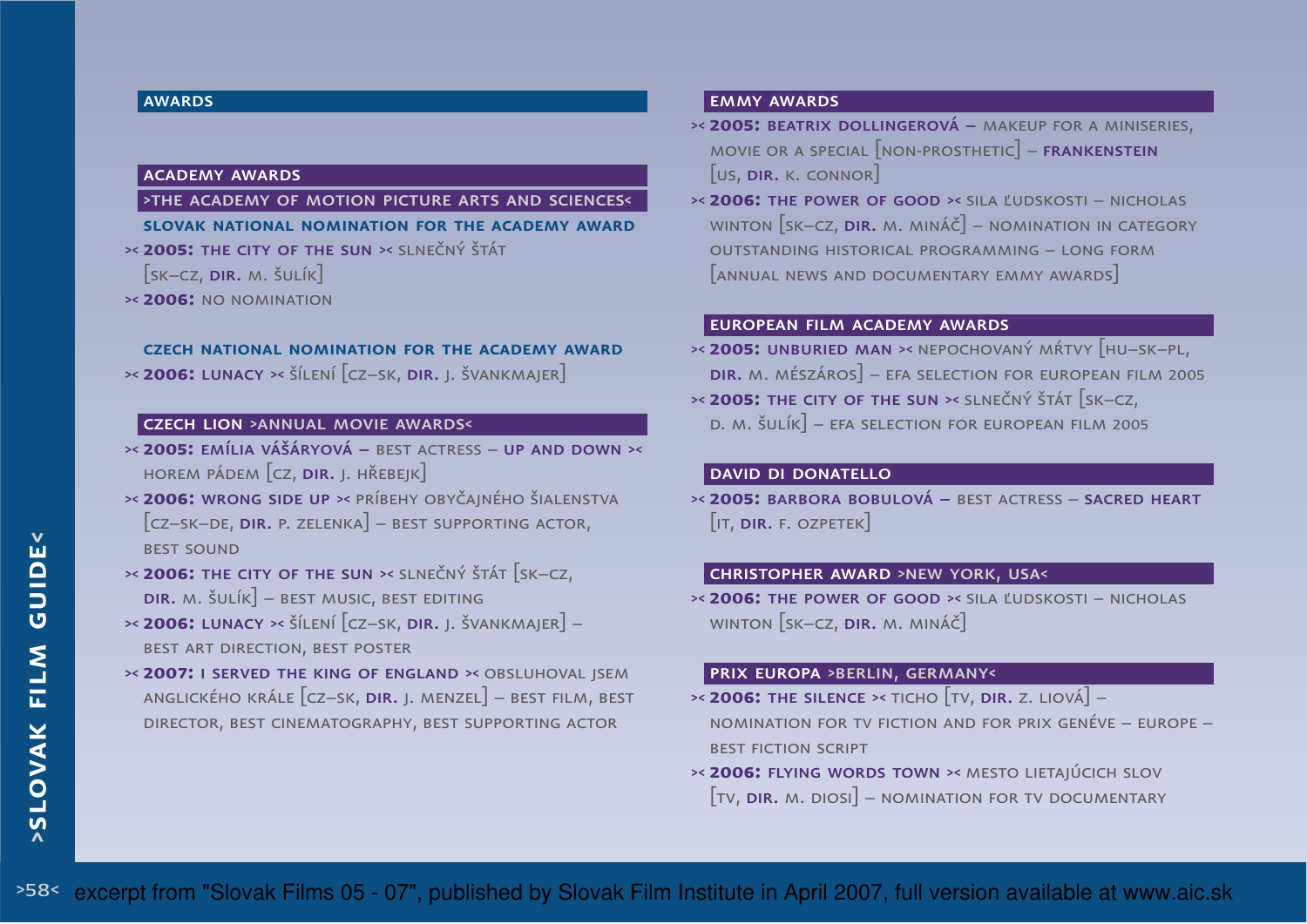# AWARDS

## ACADEMY AWARDS

### >THE ACADEMY OF MOTION PICTURE ARTS AND SCIENCES<

**SLOVAK NATIONAL NOMINATION FOR THE ACADEMY AWARD**

>< **2005:** THE CITY OF THE SUN >< SLNEČNÝ ŠTÁT [SK–CZ, **DIR.** M. ŠULÍK]

>< **2006:** NO NOMINATION

**CZECH NATIONAL NOMINATION FOR THE ACADEMY AWARD**

>< **2006:** LUNACY >< ŠÍLENÍ [CZ–SK, **DIR.** J. ŠVANKMAJER]

## CZECH LION >ANNUAL MOVIE AWARDS<

>< **2005:** EMÍLIA VÁŠÁRYOVÁ – BEST ACTRESS – **UP AND DOWN** >< HOREM PÁDEM [CZ, **DIR.** J. HŘEBEJK]

>< **2006:** WRONG SIDE UP >< PRÍBEHY OBYČAJNÉHO ŠIALENSTVA [CZ–SK–DE, **DIR.** P. ZELENKA] – BEST SUPPORTING ACTOR, BEST SOUND

>< **2006:** THE CITY OF THE SUN >< SLNEČNÝ ŠTÁT [SK–CZ, **DIR.** M. ŠULÍK] – BEST MUSIC, BEST EDITING

>< **2006:** LUNACY >< ŠÍLENÍ [CZ–SK, **DIR.** J. ŠVANKMAJER] – BEST ART DIRECTION, BEST POSTER

>< **2007:** I SERVED THE KING OF ENGLAND >< OBSLUHOVAL JSEM ANGLICKÉHO KRÁLE [CZ–SK, **DIR.** J. MENZEL] – BEST FILM, BEST DIRECTOR, BEST CINEMATOGRAPHY, BEST SUPPORTING ACTOR

## EMMY AWARDS

>< **2005:** BEATRIX DOLLINGEROVÁ – MAKEUP FOR A MINISERIES, MOVIE OR A SPECIAL [NON-PROSTHETIC] – **FRANKENSTEIN** [US, **DIR.** K. CONNOR]

>< **2006:** THE POWER OF GOOD >< SILA ĽUDSKOSTI – NICHOLAS WINTON [SK–CZ, **DIR.** M. MINÁČ] – NOMINATION IN CATEGORY OUTSTANDING HISTORICAL PROGRAMMING – LONG FORM [ANNUAL NEWS AND DOCUMENTARY EMMY AWARDS]

## EUROPEAN FILM ACADEMY AWARDS

>< **2005:** UNBURIED MAN >< NEPOCHOVANÝ MŔTVY [HU–SK–PL, **DIR.** M. MÉSZÁROS] – EFA SELECTION FOR EUROPEAN FILM 2005

>< **2005:** THE CITY OF THE SUN >< SLNEČNÝ ŠTÁT [SK–CZ, D. M. ŠULÍK] – EFA SELECTION FOR EUROPEAN FILM 2005

## DAVID DI DONATELLO

>< **2005:** BARBORA BOBULOVÁ – BEST ACTRESS – **SACRED HEART** [IT, **DIR.** F. OZPETEK]

## CHRISTOPHER AWARD >NEW YORK, USA<

>< **2006:** THE POWER OF GOOD >< SILA ĽUDSKOSTI – NICHOLAS WINTON [SK–CZ, **DIR.** M. MINÁČ]

## PRIX EUROPA >BERLIN, GERMANY<

>< **2006:** THE SILENCE >< TICHO [TV, **DIR.** Z. LIOVÁ] – NOMINATION FOR TV FICTION AND FOR PRIX GENÉVE – EUROPE – BEST FICTION SCRIPT

>< **2006:** FLYING WORDS TOWN >< MESTO LIETAJÚCICH SLOV [TV, **DIR.** M. DIOSI] – NOMINATION FOR TV DOCUMENTARY

excerpt from "Slovak Films 05 - 07", published by Slovak Film Institute in April 2007, full version available at www.aic.sk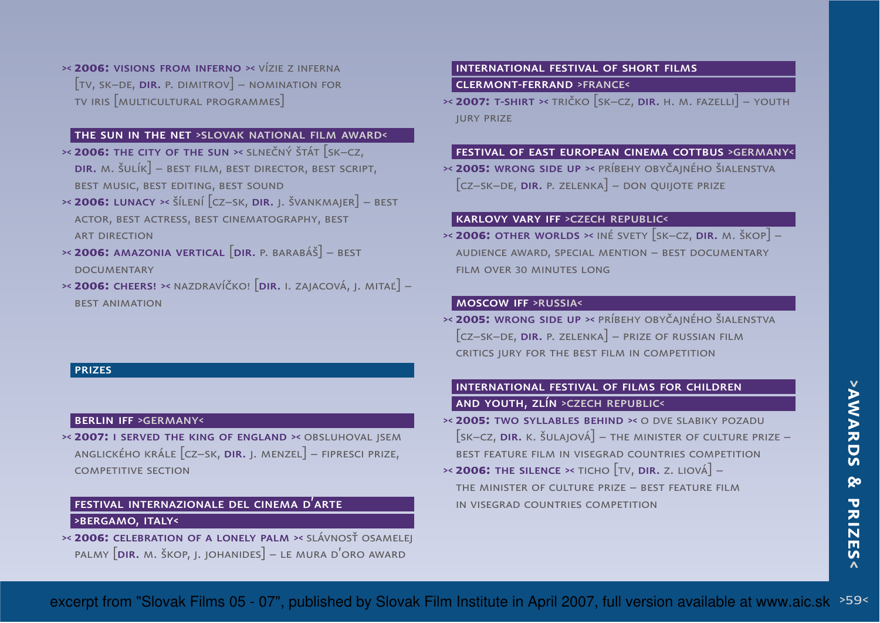>< **2006: VISIONS FROM INFERNO** >< VÍZIE Z INFERNA [TV, SK–DE, **DIR.** P. DIMITROV] – NOMINATION FOR TV IRIS [MULTICULTURAL PROGRAMMES]

## THE SUN IN THE NET >SLOVAK NATIONAL FILM AWARD<

>< **2006: THE CITY OF THE SUN** >< SLNEČNÝ ŠTÁT [SK–CZ, **DIR.** M. ŠULÍK] – BEST FILM, BEST DIRECTOR, BEST SCRIPT, BEST MUSIC, BEST EDITING, BEST SOUND

>< **2006: LUNACY** >< ŠÍLENÍ [CZ–SK, **DIR.** J. ŠVANKMAJER] – BEST ACTOR, BEST ACTRESS, BEST CINEMATOGRAPHY, BEST ART DIRECTION

>< **2006: AMAZONIA VERTICAL** [**DIR.** P. BARABÁŠ] – BEST DOCUMENTARY

>< **2006: CHEERS!** >< NAZDRAVÍČKO! [**DIR.** I. ZAJACOVÁ, J. MITAĽ] – BEST ANIMATION

# PRIZES

## BERLIN IFF >GERMANY<

>< **2007: I SERVED THE KING OF ENGLAND** >< OBSLUHOVAL JSEM ANGLICKÉHO KRÁLE [CZ–SK, **DIR.** J. MENZEL] – FIPRESCI PRIZE, COMPETITIVE SECTION

## FESTIVAL INTERNAZIONALE DEL CINEMA D'ARTE >BERGAMO, ITALY<

>< **2006: CELEBRATION OF A LONELY PALM** >< SLÁVNOSŤ OSAMELEJ PALMY [**DIR.** M. ŠKOP, J. JOHANIDES] – LE MURA D'ORO AWARD

## INTERNATIONAL FESTIVAL OF SHORT FILMS CLERMONT-FERRAND >FRANCE<

>< **2007: T-SHIRT** >< TRIČKO [SK–CZ, **DIR.** H. M. FAZELLI] – YOUTH JURY PRIZE

## FESTIVAL OF EAST EUROPEAN CINEMA COTTBUS >GERMANY<

>< **2005: WRONG SIDE UP** >< PRÍBEHY OBYČAJNÉHO ŠIALENSTVA [CZ–SK–DE, **DIR.** P. ZELENKA] – DON QUIJOTE PRIZE

## KARLOVY VARY IFF >CZECH REPUBLIC<

>< **2006: OTHER WORLDS** >< INÉ SVETY [SK–CZ, **DIR.** M. ŠKOP] – AUDIENCE AWARD, SPECIAL MENTION – BEST DOCUMENTARY FILM OVER 30 MINUTES LONG

## MOSCOW IFF >RUSSIA<

>< **2005: WRONG SIDE UP** >< PRÍBEHY OBYČAJNÉHO ŠIALENSTVA [CZ–SK–DE, **DIR.** P. ZELENKA] – PRIZE OF RUSSIAN FILM CRITICS JURY FOR THE BEST FILM IN COMPETITION

## INTERNATIONAL FESTIVAL OF FILMS FOR CHILDREN AND YOUTH, ZLÍN >CZECH REPUBLIC<

>< **2005: TWO SYLLABLES BEHIND** >< O DVE SLABIKY POZADU [SK–CZ, **DIR.** K. ŠULAJOVÁ] – THE MINISTER OF CULTURE PRIZE – BEST FEATURE FILM IN VISEGRAD COUNTRIES COMPETITION

>< **2006: THE SILENCE** >< TICHO [TV, **DIR.** Z. LIOVÁ] – THE MINISTER OF CULTURE PRIZE – BEST FEATURE FILM IN VISEGRAD COUNTRIES COMPETITION

>AWARDS & PRIZES<

excerpt from "Slovak Films 05 - 07", published by Slovak Film Institute in April 2007, full version available at www.aic.sk